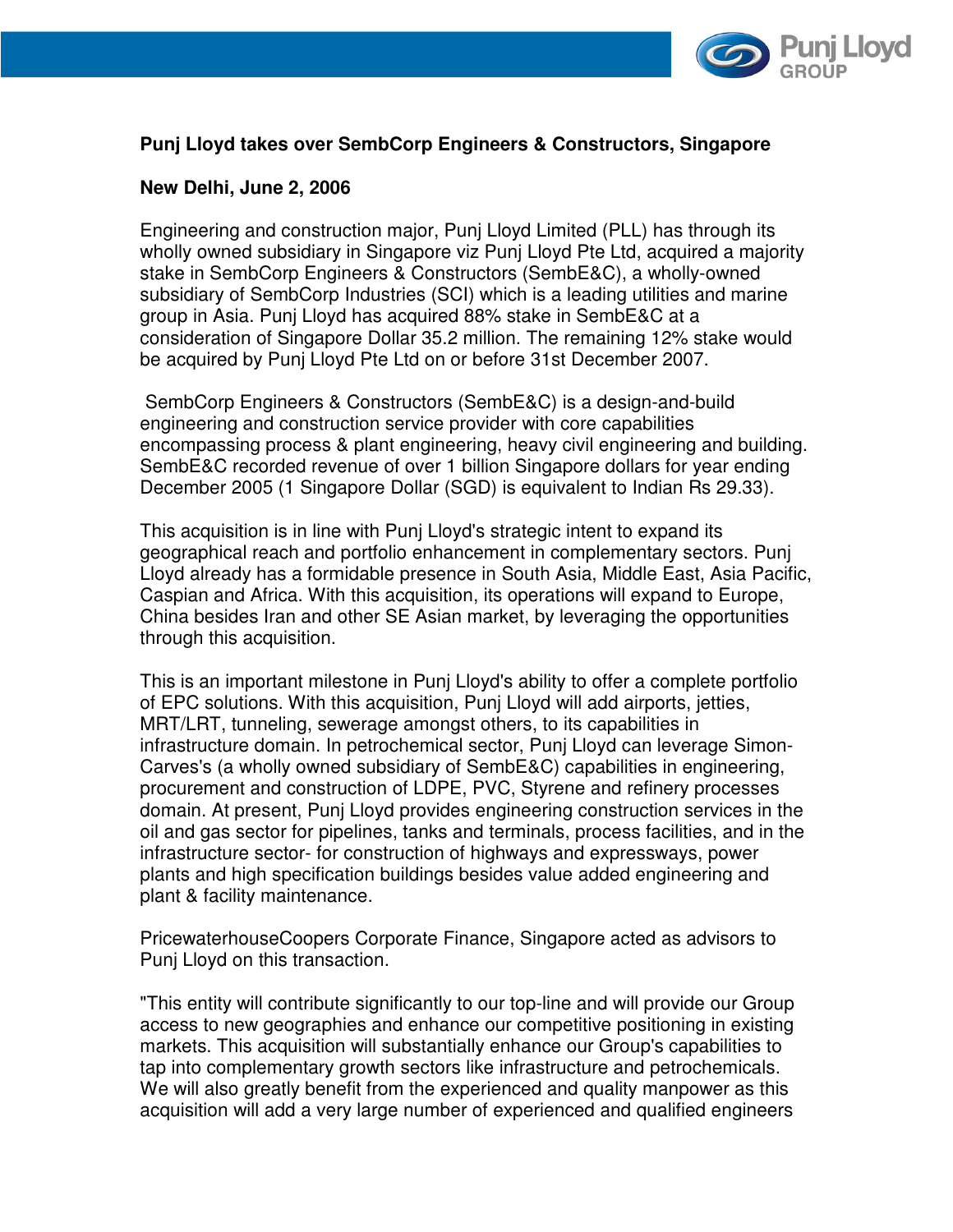**Punj Lloyd takes over SembCorp Engineers & Constructors, Singapore**

**New Delhi, June 2, 2006**

Engineering and construction major, Punj Lloyd Limited (PLL) has through its wholly owned subsidiary in Singapore viz Punj Lloyd Pte Ltd, acquired a majority stake in SembCorp Engineers & Constructors (SembE&C), a wholly-owned subsidiary of SembCorp Industries (SCI) which is a leading utilities and marine group in Asia. Punj Lloyd has acquired 88% stake in SembE&C at a consideration of Singapore Dollar 35.2 million. The remaining 12% stake would be acquired by Punj Lloyd Pte Ltd on or before 31st December 2007.

SembCorp Engineers & Constructors (SembE&C) is a design-and-build engineering and construction service provider with core capabilities encompassing process & plant engineering, heavy civil engineering and building. SembE&C recorded revenue of over 1 billion Singapore dollars for year ending December 2005 (1 Singapore Dollar (SGD) is equivalent to Indian Rs 29.33).

This acquisition is in line with Punj Lloyd's strategic intent to expand its geographical reach and portfolio enhancement in complementary sectors. Punj Lloyd already has a formidable presence in South Asia, Middle East, Asia Pacific, Caspian and Africa. With this acquisition, its operations will expand to Europe, China besides Iran and other SE Asian market, by leveraging the opportunities through this acquisition.

This is an important milestone in Punj Lloyd's ability to offer a complete portfolio of EPC solutions. With this acquisition, Punj Lloyd will add airports, jetties, MRT/LRT, tunneling, sewerage amongst others, to its capabilities in infrastructure domain. In petrochemical sector, Punj Lloyd can leverage Simon-Carves's (a wholly owned subsidiary of SembE&C) capabilities in engineering, procurement and construction of LDPE, PVC, Styrene and refinery processes domain. At present, Punj Lloyd provides engineering construction services in the oil and gas sector for pipelines, tanks and terminals, process facilities, and in the infrastructure sector- for construction of highways and expressways, power plants and high specification buildings besides value added engineering and plant & facility maintenance.

PricewaterhouseCoopers Corporate Finance, Singapore acted as advisors to Punj Lloyd on this transaction.

"This entity will contribute significantly to our top-line and will provide our Group access to new geographies and enhance our competitive positioning in existing markets. This acquisition will substantially enhance our Group's capabilities to tap into complementary growth sectors like infrastructure and petrochemicals. We will also greatly benefit from the experienced and quality manpower as this acquisition will add a very large number of experienced and qualified engineers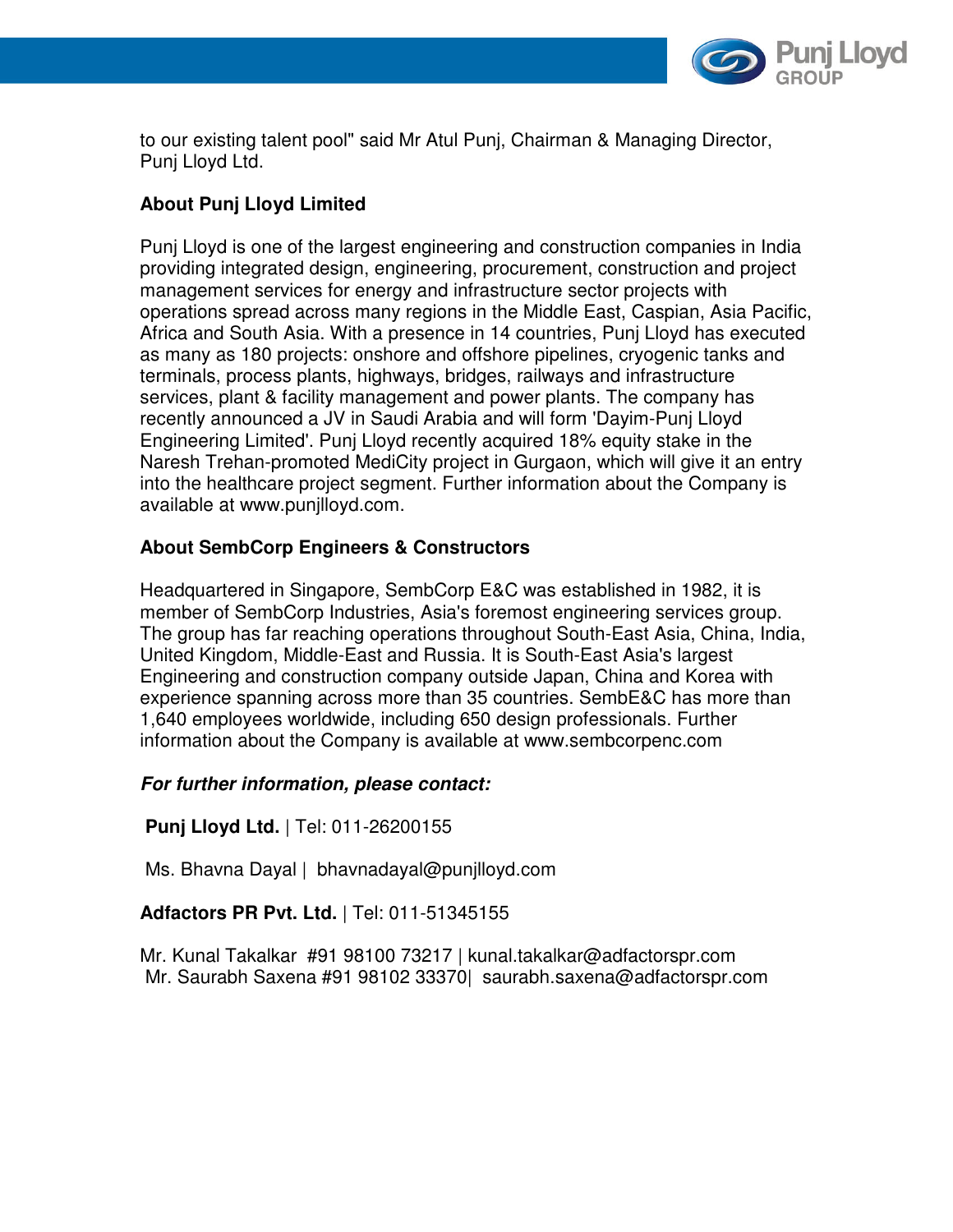to our existing talent pool" said Mr Atul Punj, Chairman & Managing Director, Punj Lloyd Ltd.

**About Punj Lloyd Limited**

Punj Lloyd is one of the largest engineering and construction companies in India providing integrated design, engineering, procurement, construction and project management services for energy and infrastructure sector projects with operations spread across many regions in the Middle East, Caspian, Asia Pacific, Africa and South Asia. With a presence in 14 countries, Punj Lloyd has executed as many as 180 projects: onshore and offshore pipelines, cryogenic tanks and terminals, process plants, highways, bridges, railways and infrastructure services, plant & facility management and power plants. The company has recently announced a JV in Saudi Arabia and will form 'Dayim-Punj Lloyd Engineering Limited'. Punj Lloyd recently acquired 18% equity stake in the Naresh Trehan-promoted MediCity project in Gurgaon, which will give it an entry into the healthcare project segment. Further information about the Company is available at www.punjlloyd.com.

**About SembCorp Engineers & Constructors**

Headquartered in Singapore, SembCorp E&C was established in 1982, it is member of SembCorp Industries, Asia's foremost engineering services group. The group has far reaching operations throughout South-East Asia, China, India, United Kingdom, Middle-East and Russia. It is South-East Asia's largest Engineering and construction company outside Japan, China and Korea with experience spanning across more than 35 countries. SembE&C has more than 1,640 employees worldwide, including 650 design professionals. Further information about the Company is available at www.sembcorpenc.com

***For further information, please contact:***

**Punj Lloyd Ltd.** | Tel: 011-26200155

Ms. Bhavna Dayal | bhavnadayal@punjlloyd.com

**Adfactors PR Pvt. Ltd.** | Tel: 011-51345155

Mr. Kunal Takalkar #91 98100 73217 | kunal.takalkar@adfactorspr.com
Mr. Saurabh Saxena #91 98102 33370| saurabh.saxena@adfactorspr.com